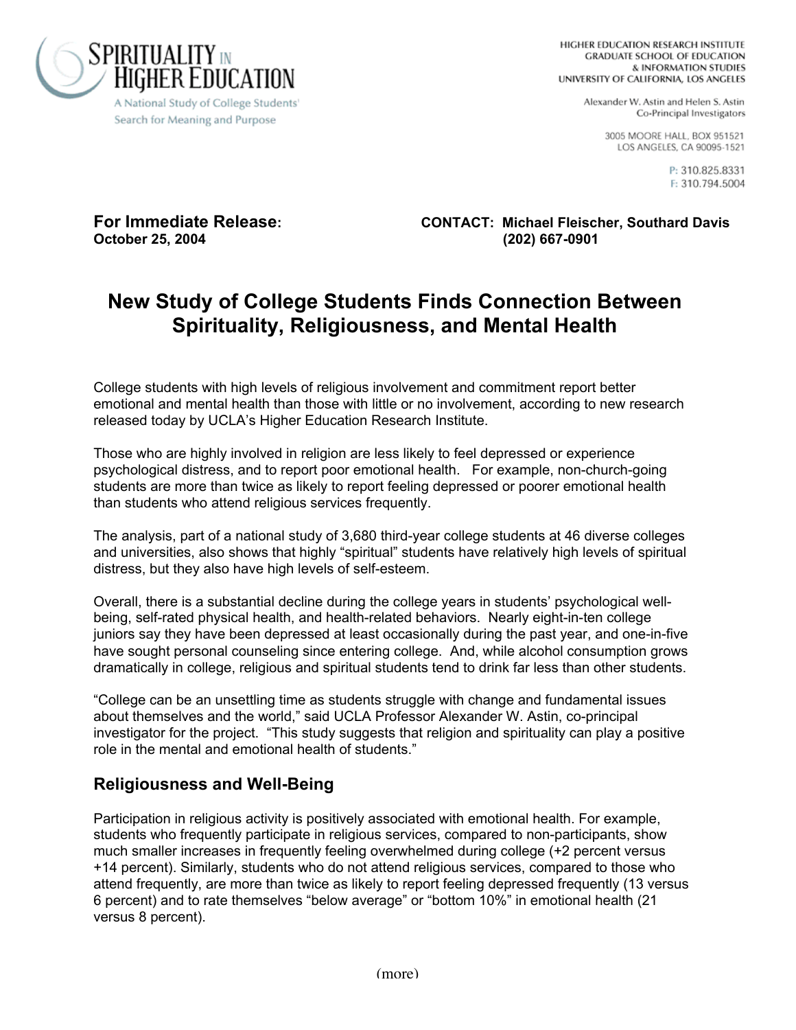**SPIRITUALITY IN HIGHER EDUCATION**

A National Study of College Students' Search for Meaning and Purpose

HIGHER EDUCATION RESEARCH INSTITUTE
GRADUATE SCHOOL OF EDUCATION
& INFORMATION STUDIES
UNIVERSITY OF CALIFORNIA, LOS ANGELES

Alexander W. Astin and Helen S. Astin
Co-Principal Investigators

3005 MOORE HALL, BOX 951521
LOS ANGELES, CA 90095-1521

P: 310.825.8331
F: 310.794.5004

**For Immediate Release:**
**October 25, 2004**

**CONTACT: Michael Fleischer, Southard Davis**
**(202) 667-0901**

# New Study of College Students Finds Connection Between Spirituality, Religiousness, and Mental Health

College students with high levels of religious involvement and commitment report better emotional and mental health than those with little or no involvement, according to new research released today by UCLA's Higher Education Research Institute.

Those who are highly involved in religion are less likely to feel depressed or experience psychological distress, and to report poor emotional health. For example, non-church-going students are more than twice as likely to report feeling depressed or poorer emotional health than students who attend religious services frequently.

The analysis, part of a national study of 3,680 third-year college students at 46 diverse colleges and universities, also shows that highly "spiritual" students have relatively high levels of spiritual distress, but they also have high levels of self-esteem.

Overall, there is a substantial decline during the college years in students' psychological well-being, self-rated physical health, and health-related behaviors. Nearly eight-in-ten college juniors say they have been depressed at least occasionally during the past year, and one-in-five have sought personal counseling since entering college. And, while alcohol consumption grows dramatically in college, religious and spiritual students tend to drink far less than other students.

"College can be an unsettling time as students struggle with change and fundamental issues about themselves and the world," said UCLA Professor Alexander W. Astin, co-principal investigator for the project. "This study suggests that religion and spirituality can play a positive role in the mental and emotional health of students."

## Religiousness and Well-Being

Participation in religious activity is positively associated with emotional health. For example, students who frequently participate in religious services, compared to non-participants, show much smaller increases in frequently feeling overwhelmed during college (+2 percent versus +14 percent). Similarly, students who do not attend religious services, compared to those who attend frequently, are more than twice as likely to report feeling depressed frequently (13 versus 6 percent) and to rate themselves "below average" or "bottom 10%" in emotional health (21 versus 8 percent).

(more)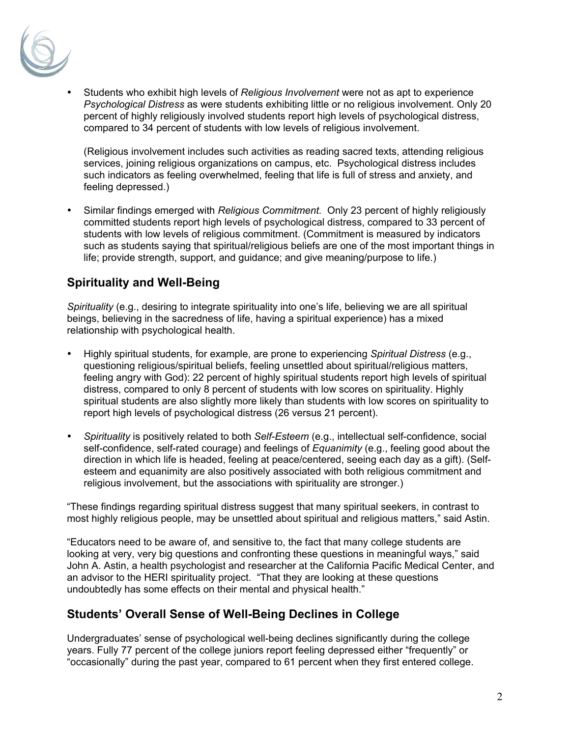- Students who exhibit high levels of *Religious Involvement* were not as apt to experience *Psychological Distress* as were students exhibiting little or no religious involvement. Only 20 percent of highly religiously involved students report high levels of psychological distress, compared to 34 percent of students with low levels of religious involvement.

  (Religious involvement includes such activities as reading sacred texts, attending religious services, joining religious organizations on campus, etc. Psychological distress includes such indicators as feeling overwhelmed, feeling that life is full of stress and anxiety, and feeling depressed.)

- Similar findings emerged with *Religious Commitment.* Only 23 percent of highly religiously committed students report high levels of psychological distress, compared to 33 percent of students with low levels of religious commitment. (Commitment is measured by indicators such as students saying that spiritual/religious beliefs are one of the most important things in life; provide strength, support, and guidance; and give meaning/purpose to life.)

## Spirituality and Well-Being

*Spirituality* (e.g., desiring to integrate spirituality into one's life, believing we are all spiritual beings, believing in the sacredness of life, having a spiritual experience) has a mixed relationship with psychological health.

- Highly spiritual students, for example, are prone to experiencing *Spiritual Distress* (e.g., questioning religious/spiritual beliefs, feeling unsettled about spiritual/religious matters, feeling angry with God): 22 percent of highly spiritual students report high levels of spiritual distress, compared to only 8 percent of students with low scores on spirituality. Highly spiritual students are also slightly more likely than students with low scores on spirituality to report high levels of psychological distress (26 versus 21 percent).

- *Spirituality* is positively related to both *Self-Esteem* (e.g., intellectual self-confidence, social self-confidence, self-rated courage) and feelings of *Equanimity* (e.g., feeling good about the direction in which life is headed, feeling at peace/centered, seeing each day as a gift). (Self-esteem and equanimity are also positively associated with both religious commitment and religious involvement, but the associations with spirituality are stronger.)

"These findings regarding spiritual distress suggest that many spiritual seekers, in contrast to most highly religious people, may be unsettled about spiritual and religious matters," said Astin.

"Educators need to be aware of, and sensitive to, the fact that many college students are looking at very, very big questions and confronting these questions in meaningful ways," said John A. Astin, a health psychologist and researcher at the California Pacific Medical Center, and an advisor to the HERI spirituality project. "That they are looking at these questions undoubtedly has some effects on their mental and physical health."

## Students' Overall Sense of Well-Being Declines in College

Undergraduates' sense of psychological well-being declines significantly during the college years. Fully 77 percent of the college juniors report feeling depressed either "frequently" or "occasionally" during the past year, compared to 61 percent when they first entered college.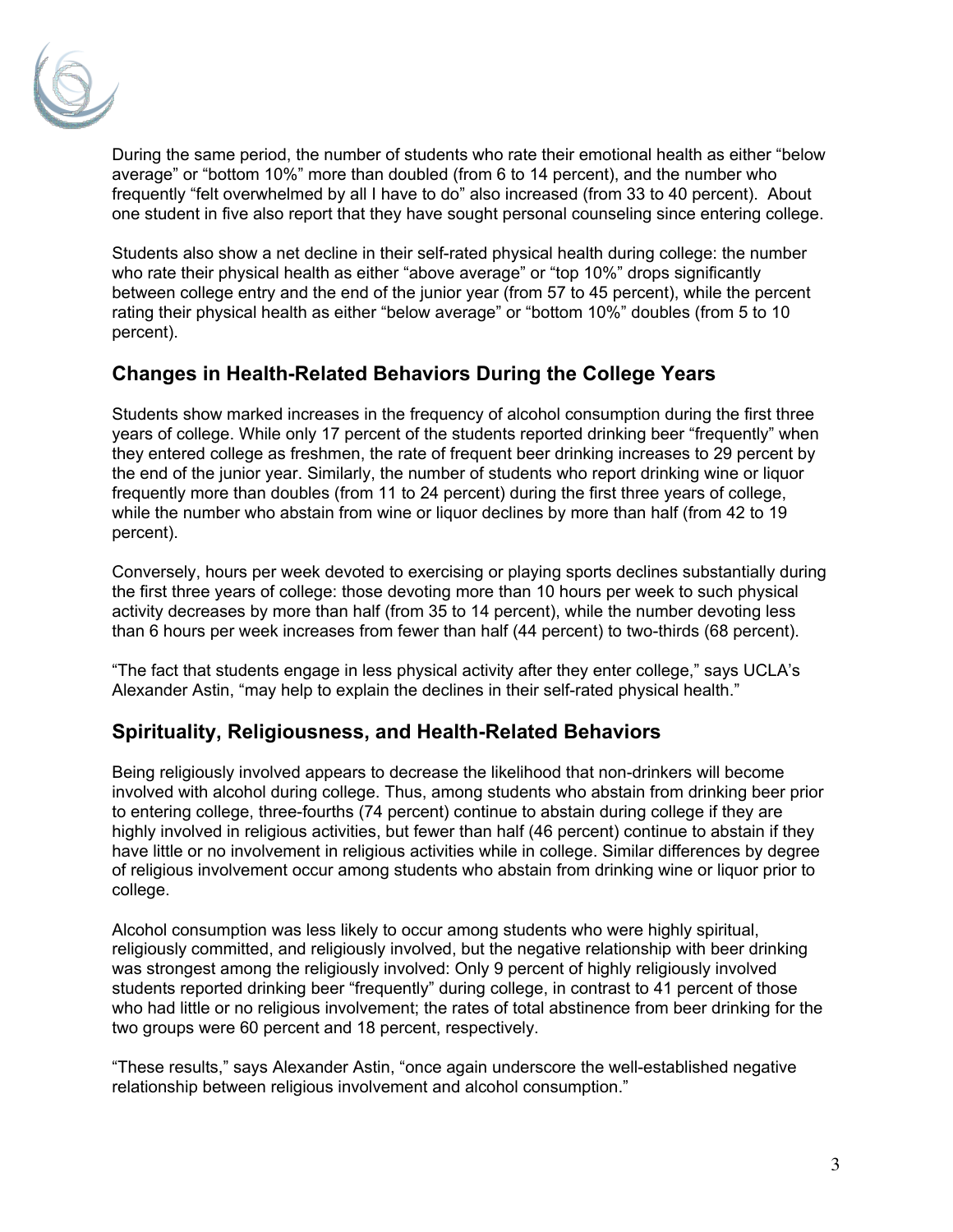During the same period, the number of students who rate their emotional health as either "below average" or "bottom 10%" more than doubled (from 6 to 14 percent), and the number who frequently "felt overwhelmed by all I have to do" also increased (from 33 to 40 percent). About one student in five also report that they have sought personal counseling since entering college.

Students also show a net decline in their self-rated physical health during college: the number who rate their physical health as either "above average" or "top 10%" drops significantly between college entry and the end of the junior year (from 57 to 45 percent), while the percent rating their physical health as either "below average" or "bottom 10%" doubles (from 5 to 10 percent).

## Changes in Health-Related Behaviors During the College Years

Students show marked increases in the frequency of alcohol consumption during the first three years of college. While only 17 percent of the students reported drinking beer "frequently" when they entered college as freshmen, the rate of frequent beer drinking increases to 29 percent by the end of the junior year. Similarly, the number of students who report drinking wine or liquor frequently more than doubles (from 11 to 24 percent) during the first three years of college, while the number who abstain from wine or liquor declines by more than half (from 42 to 19 percent).

Conversely, hours per week devoted to exercising or playing sports declines substantially during the first three years of college: those devoting more than 10 hours per week to such physical activity decreases by more than half (from 35 to 14 percent), while the number devoting less than 6 hours per week increases from fewer than half (44 percent) to two-thirds (68 percent).

"The fact that students engage in less physical activity after they enter college," says UCLA's Alexander Astin, "may help to explain the declines in their self-rated physical health."

## Spirituality, Religiousness, and Health-Related Behaviors

Being religiously involved appears to decrease the likelihood that non-drinkers will become involved with alcohol during college. Thus, among students who abstain from drinking beer prior to entering college, three-fourths (74 percent) continue to abstain during college if they are highly involved in religious activities, but fewer than half (46 percent) continue to abstain if they have little or no involvement in religious activities while in college. Similar differences by degree of religious involvement occur among students who abstain from drinking wine or liquor prior to college.

Alcohol consumption was less likely to occur among students who were highly spiritual, religiously committed, and religiously involved, but the negative relationship with beer drinking was strongest among the religiously involved: Only 9 percent of highly religiously involved students reported drinking beer "frequently" during college, in contrast to 41 percent of those who had little or no religious involvement; the rates of total abstinence from beer drinking for the two groups were 60 percent and 18 percent, respectively.

"These results," says Alexander Astin, "once again underscore the well-established negative relationship between religious involvement and alcohol consumption."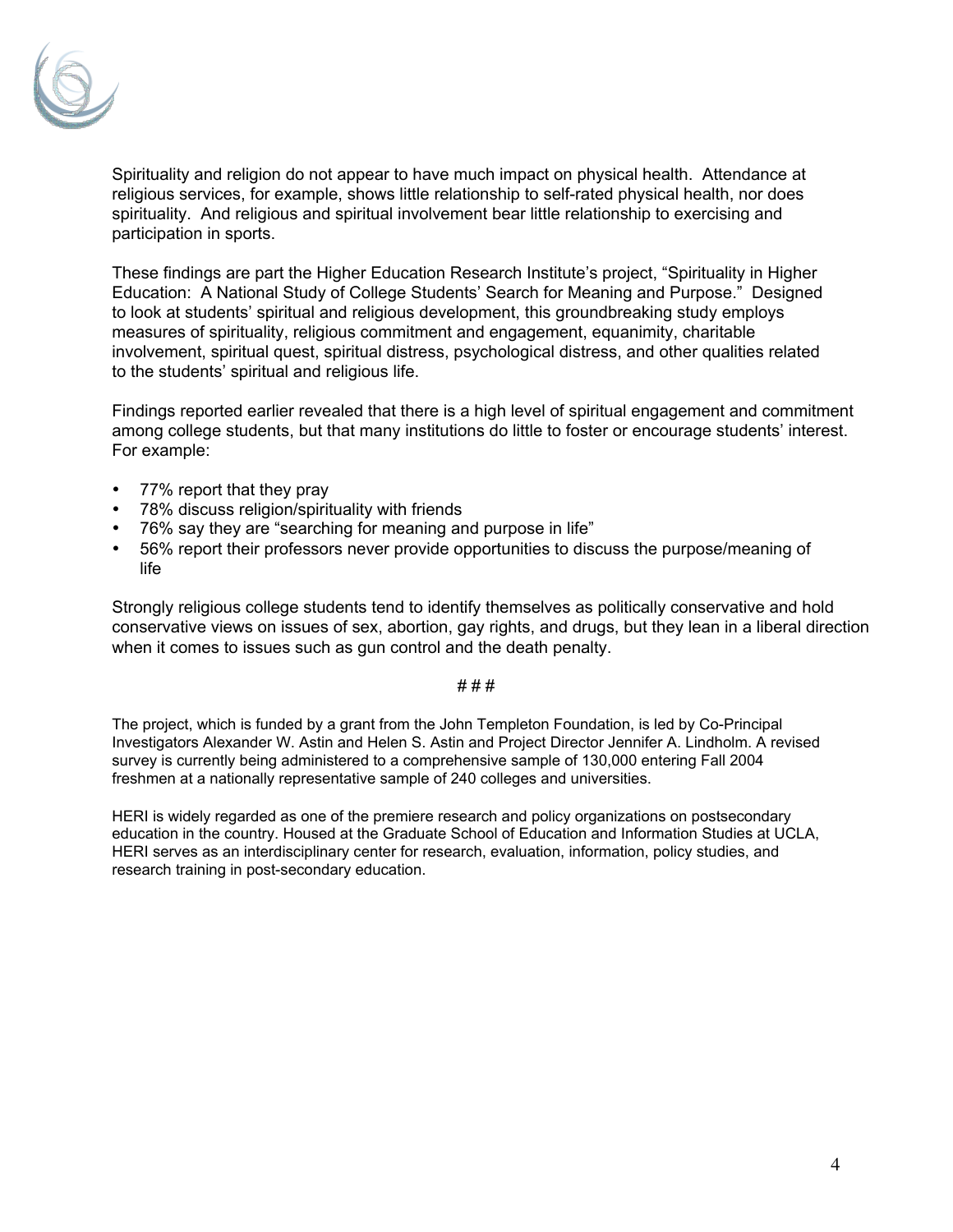Spirituality and religion do not appear to have much impact on physical health. Attendance at religious services, for example, shows little relationship to self-rated physical health, nor does spirituality. And religious and spiritual involvement bear little relationship to exercising and participation in sports.

These findings are part the Higher Education Research Institute's project, "Spirituality in Higher Education: A National Study of College Students' Search for Meaning and Purpose." Designed to look at students' spiritual and religious development, this groundbreaking study employs measures of spirituality, religious commitment and engagement, equanimity, charitable involvement, spiritual quest, spiritual distress, psychological distress, and other qualities related to the students' spiritual and religious life.

Findings reported earlier revealed that there is a high level of spiritual engagement and commitment among college students, but that many institutions do little to foster or encourage students' interest. For example:

- 77% report that they pray
- 78% discuss religion/spirituality with friends
- 76% say they are "searching for meaning and purpose in life"
- 56% report their professors never provide opportunities to discuss the purpose/meaning of life

Strongly religious college students tend to identify themselves as politically conservative and hold conservative views on issues of sex, abortion, gay rights, and drugs, but they lean in a liberal direction when it comes to issues such as gun control and the death penalty.

# # #

The project, which is funded by a grant from the John Templeton Foundation, is led by Co-Principal Investigators Alexander W. Astin and Helen S. Astin and Project Director Jennifer A. Lindholm. A revised survey is currently being administered to a comprehensive sample of 130,000 entering Fall 2004 freshmen at a nationally representative sample of 240 colleges and universities.

HERI is widely regarded as one of the premiere research and policy organizations on postsecondary education in the country. Housed at the Graduate School of Education and Information Studies at UCLA, HERI serves as an interdisciplinary center for research, evaluation, information, policy studies, and research training in post-secondary education.